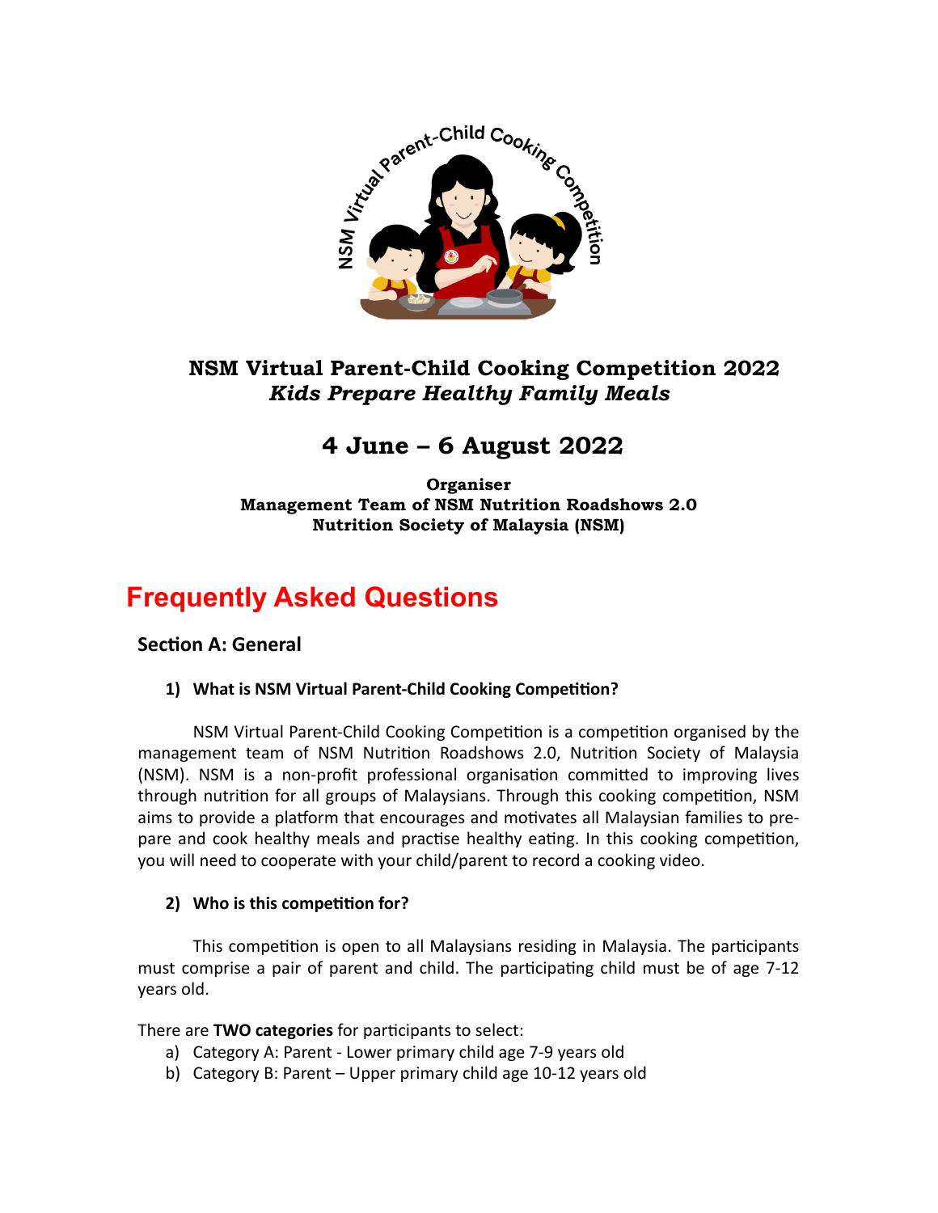# NSM Virtual Parent-Child Cooking Competition 2022

***Kids Prepare Healthy Family Meals***

## 4 June – 6 August 2022

**Organiser**
**Management Team of NSM Nutrition Roadshows 2.0**
**Nutrition Society of Malaysia (NSM)**

# Frequently Asked Questions

## Section A: General

### 1) What is NSM Virtual Parent-Child Cooking Competition?

NSM Virtual Parent-Child Cooking Competition is a competition organised by the management team of NSM Nutrition Roadshows 2.0, Nutrition Society of Malaysia (NSM). NSM is a non-profit professional organisation committed to improving lives through nutrition for all groups of Malaysians. Through this cooking competition, NSM aims to provide a platform that encourages and motivates all Malaysian families to prepare and cook healthy meals and practise healthy eating. In this cooking competition, you will need to cooperate with your child/parent to record a cooking video.

### 2) Who is this competition for?

This competition is open to all Malaysians residing in Malaysia. The participants must comprise a pair of parent and child. The participating child must be of age 7-12 years old.

There are **TWO categories** for participants to select:

a) Category A: Parent - Lower primary child age 7-9 years old
b) Category B: Parent – Upper primary child age 10-12 years old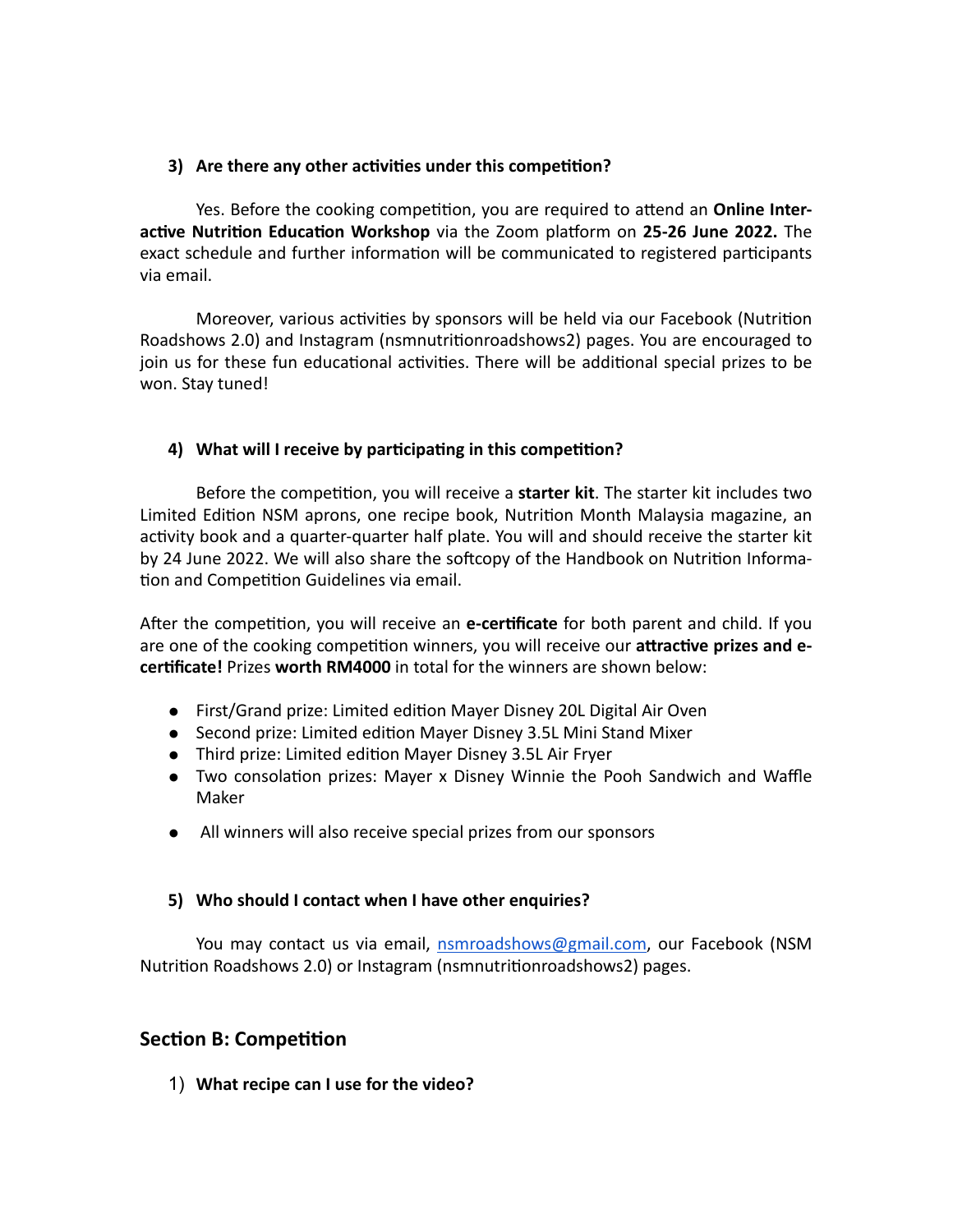**3) Are there any other activities under this competition?**

Yes. Before the cooking competition, you are required to attend an **Online Interactive Nutrition Education Workshop** via the Zoom platform on **25-26 June 2022.** The exact schedule and further information will be communicated to registered participants via email.

Moreover, various activities by sponsors will be held via our Facebook (Nutrition Roadshows 2.0) and Instagram (nsmnutritionroadshows2) pages. You are encouraged to join us for these fun educational activities. There will be additional special prizes to be won. Stay tuned!

**4) What will I receive by participating in this competition?**

Before the competition, you will receive a **starter kit**. The starter kit includes two Limited Edition NSM aprons, one recipe book, Nutrition Month Malaysia magazine, an activity book and a quarter-quarter half plate. You will and should receive the starter kit by 24 June 2022. We will also share the softcopy of the Handbook on Nutrition Information and Competition Guidelines via email.

After the competition, you will receive an **e-certificate** for both parent and child. If you are one of the cooking competition winners, you will receive our **attractive prizes and e-certificate!** Prizes **worth RM4000** in total for the winners are shown below:

- First/Grand prize: Limited edition Mayer Disney 20L Digital Air Oven
- Second prize: Limited edition Mayer Disney 3.5L Mini Stand Mixer
- Third prize: Limited edition Mayer Disney 3.5L Air Fryer
- Two consolation prizes: Mayer x Disney Winnie the Pooh Sandwich and Waffle Maker
- All winners will also receive special prizes from our sponsors

**5) Who should I contact when I have other enquiries?**

You may contact us via email, nsmroadshows@gmail.com, our Facebook (NSM Nutrition Roadshows 2.0) or Instagram (nsmnutritionroadshows2) pages.

## Section B: Competition

1) **What recipe can I use for the video?**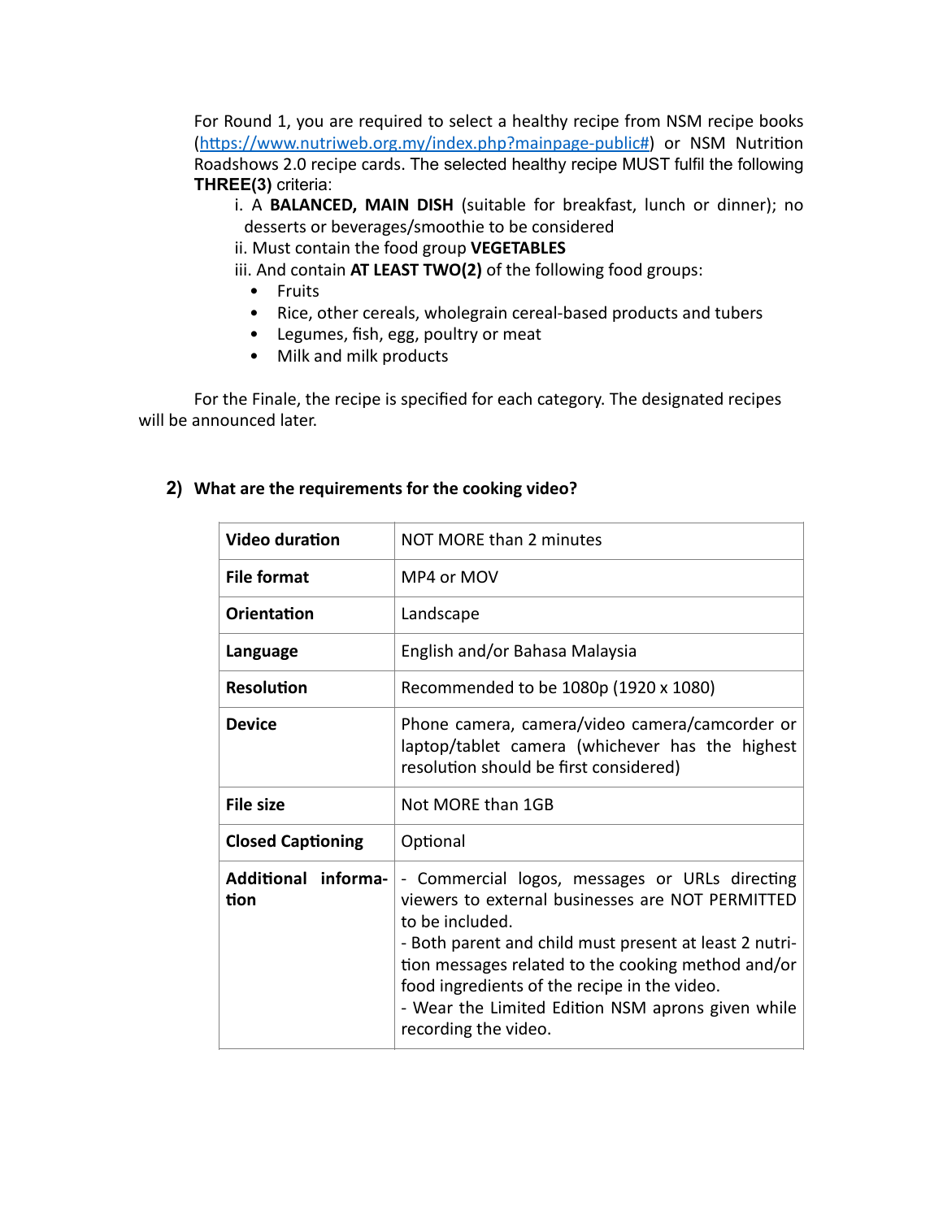For Round 1, you are required to select a healthy recipe from NSM recipe books (https://www.nutriweb.org.my/index.php?mainpage-public#) or NSM Nutrition Roadshows 2.0 recipe cards. The selected healthy recipe MUST fulfil the following **THREE(3)** criteria:

i. A **BALANCED, MAIN DISH** (suitable for breakfast, lunch or dinner); no desserts or beverages/smoothie to be considered

ii. Must contain the food group **VEGETABLES**

iii. And contain **AT LEAST TWO(2)** of the following food groups:

- Fruits
- Rice, other cereals, wholegrain cereal-based products and tubers
- Legumes, fish, egg, poultry or meat
- Milk and milk products

For the Finale, the recipe is specified for each category. The designated recipes will be announced later.

## 2) What are the requirements for the cooking video?

| | |
|---|---|
| **Video duration** | NOT MORE than 2 minutes |
| **File format** | MP4 or MOV |
| **Orientation** | Landscape |
| **Language** | English and/or Bahasa Malaysia |
| **Resolution** | Recommended to be 1080p (1920 x 1080) |
| **Device** | Phone camera, camera/video camera/camcorder or laptop/tablet camera (whichever has the highest resolution should be first considered) |
| **File size** | Not MORE than 1GB |
| **Closed Captioning** | Optional |
| **Additional information** | - Commercial logos, messages or URLs directing viewers to external businesses are NOT PERMITTED to be included.<br>- Both parent and child must present at least 2 nutrition messages related to the cooking method and/or food ingredients of the recipe in the video.<br>- Wear the Limited Edition NSM aprons given while recording the video. |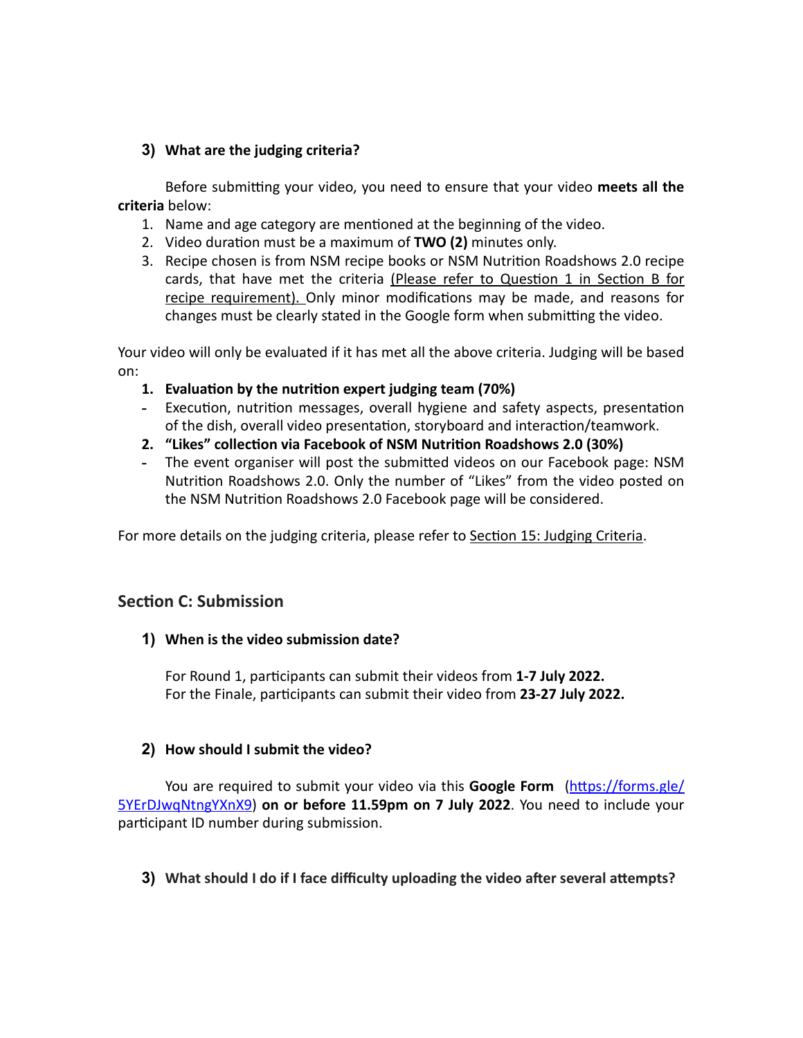### 3) What are the judging criteria?

Before submitting your video, you need to ensure that your video **meets all the criteria** below:

1. Name and age category are mentioned at the beginning of the video.
2. Video duration must be a maximum of **TWO (2)** minutes only.
3. Recipe chosen is from NSM recipe books or NSM Nutrition Roadshows 2.0 recipe cards, that have met the criteria (Please refer to Question 1 in Section B for recipe requirement). Only minor modifications may be made, and reasons for changes must be clearly stated in the Google form when submitting the video.

Your video will only be evaluated if it has met all the above criteria. Judging will be based on:

1. **Evaluation by the nutrition expert judging team (70%)**
   - Execution, nutrition messages, overall hygiene and safety aspects, presentation of the dish, overall video presentation, storyboard and interaction/teamwork.
2. **"Likes" collection via Facebook of NSM Nutrition Roadshows 2.0 (30%)**
   - The event organiser will post the submitted videos on our Facebook page: NSM Nutrition Roadshows 2.0. Only the number of "Likes" from the video posted on the NSM Nutrition Roadshows 2.0 Facebook page will be considered.

For more details on the judging criteria, please refer to Section 15: Judging Criteria.

## Section C: Submission

### 1) When is the video submission date?

For Round 1, participants can submit their videos from **1-7 July 2022.**
For the Finale, participants can submit their video from **23-27 July 2022.**

### 2) How should I submit the video?

You are required to submit your video via this **Google Form** (https://forms.gle/5YErDJwqNtngYXnX9) **on or before 11.59pm on 7 July 2022**. You need to include your participant ID number during submission.

### 3) What should I do if I face difficulty uploading the video after several attempts?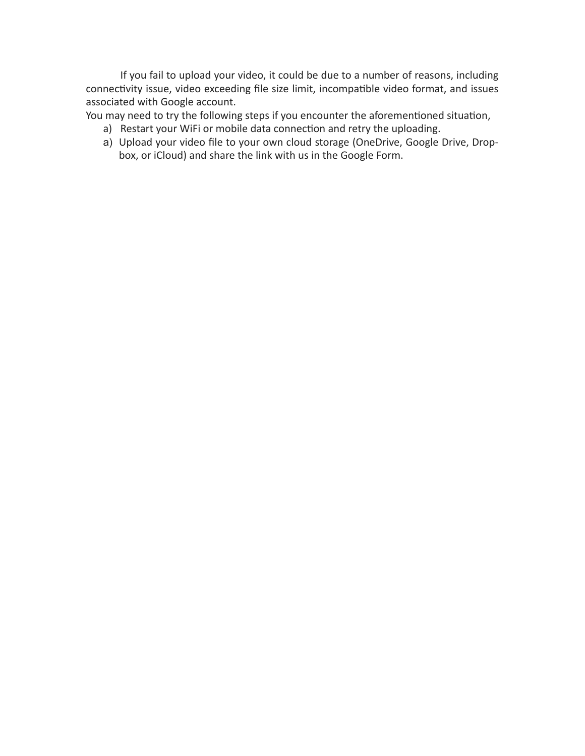If you fail to upload your video, it could be due to a number of reasons, including connectivity issue, video exceeding file size limit, incompatible video format, and issues associated with Google account.

You may need to try the following steps if you encounter the aforementioned situation,

a) Restart your WiFi or mobile data connection and retry the uploading.

a) Upload your video file to your own cloud storage (OneDrive, Google Drive, Dropbox, or iCloud) and share the link with us in the Google Form.